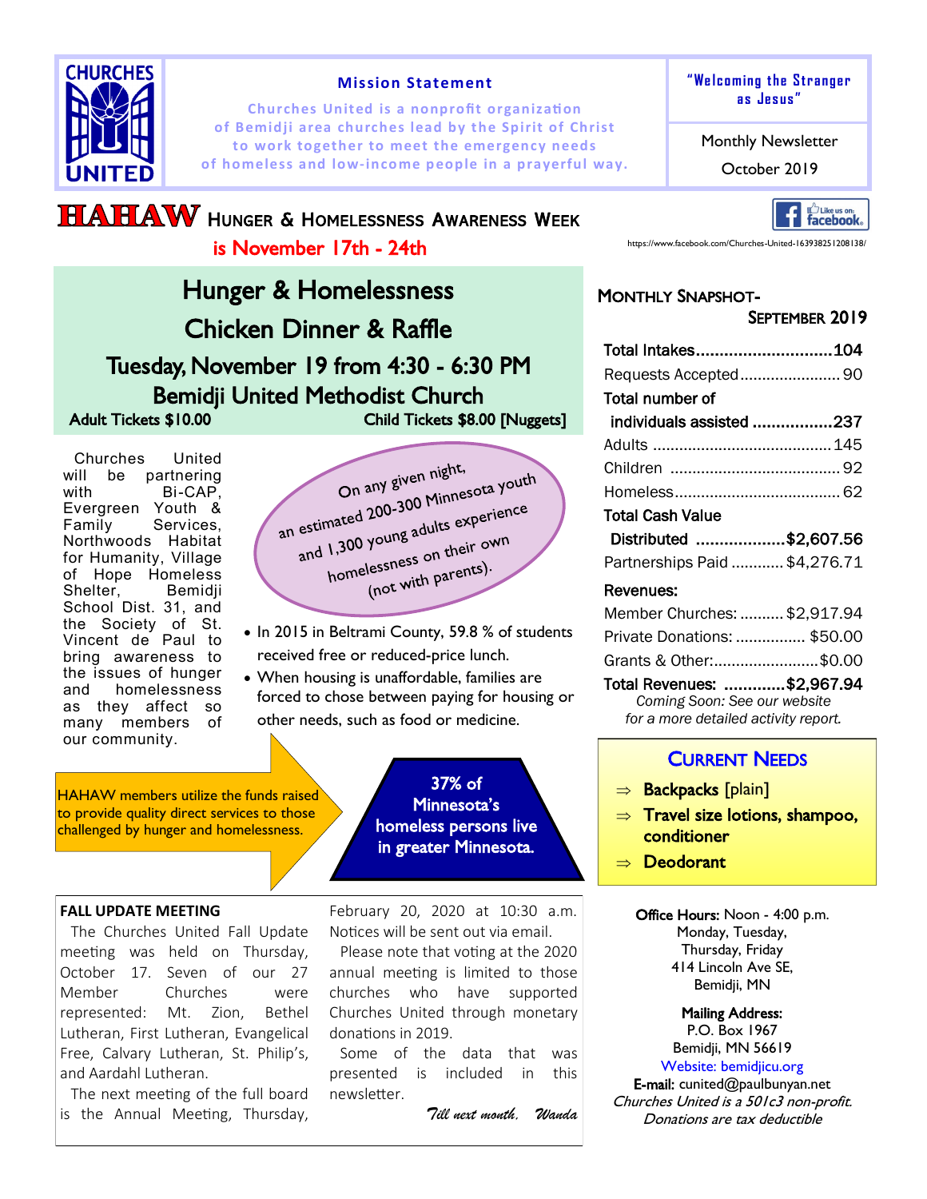CHURCHES UNITED

## Mission Statement

Churches United is a nonprofit organization of Bemidji area churches lead by the Spirit of Christ to work together to meet the emergency needs of homeless and low-income people in a prayerful way.

"Welcoming the Stranger as Jesus"

Monthly Newsletter

October 2019

# HAHAW Hunger & Homelessness Awareness Week is November 17th - 24th

Like us on facebook

https://www.facebook.com/Churches-United-163938251208138/

## Hunger & Homelessness Chicken Dinner & Raffle

### Tuesday, November 19 from 4:30 - 6:30 PM

### Bemidji United Methodist Church

**Adult Tickets $10.00** **Child Tickets $8.00 [Nuggets]**

Churches United will be partnering with Bi-CAP, Evergreen Youth & Family Services, Northwoods Habitat for Humanity, Village of Hope Homeless Shelter, Bemidji School Dist. 31, and the Society of St. Vincent de Paul to bring awareness to the issues of hunger and homelessness as they affect so many members of our community.

On any given night, an estimated 200-300 Minnesota youth and 1,300 young adults experience homelessness on their own (not with parents).

- In 2015 in Beltrami County, 59.8 % of students received free or reduced-price lunch.
- When housing is unaffordable, families are forced to chose between paying for housing or other needs, such as food or medicine.

HAHAW members utilize the funds raised to provide quality direct services to those challenged by hunger and homelessness.

37% of Minnesota's homeless persons live in greater Minnesota.

## Monthly Snapshot- September 2019

| | |
|---|---|
| **Total Intakes** | **104** |
| Requests Accepted | 90 |
| **Total number of individuals assisted** | **237** |
| Adults | 145 |
| Children | 92 |
| Homeless | 62 |
| **Total Cash Value Distributed** | **$2,607.56** |
| Partnerships Paid | $4,276.71 |
| **Revenues:** | |
| Member Churches: | $2,917.94 |
| Private Donations: | $50.00 |
| Grants & Other: | $0.00 |
| **Total Revenues:** | **$2,967.94** |

*Coming Soon: See our website for a more detailed activity report.*

## Current Needs

- ⇒ **Backpacks** [plain]
- ⇒ **Travel size lotions, shampoo, conditioner**
- ⇒ **Deodorant**

## FALL UPDATE MEETING

The Churches United Fall Update meeting was held on Thursday, October 17. Seven of our 27 Member Churches were represented: Mt. Zion, Bethel Lutheran, First Lutheran, Evangelical Free, Calvary Lutheran, St. Philip's, and Aardahl Lutheran.

The next meeting of the full board is the Annual Meeting, Thursday, February 20, 2020 at 10:30 a.m. Notices will be sent out via email.

Please note that voting at the 2020 annual meeting is limited to those churches who have supported Churches United through monetary donations in 2019.

Some of the data that was presented is included in this newsletter.

*Till next month, Wanda*

**Office Hours:** Noon - 4:00 p.m.
Monday, Tuesday,
Thursday, Friday
414 Lincoln Ave SE,
Bemidji, MN

**Mailing Address:**
P.O. Box 1967
Bemidji, MN 56619
Website: bemidjicu.org
**E-mail:** cunited@paulbunyan.net
*Churches United is a 501c3 non-profit.*
*Donations are tax deductible*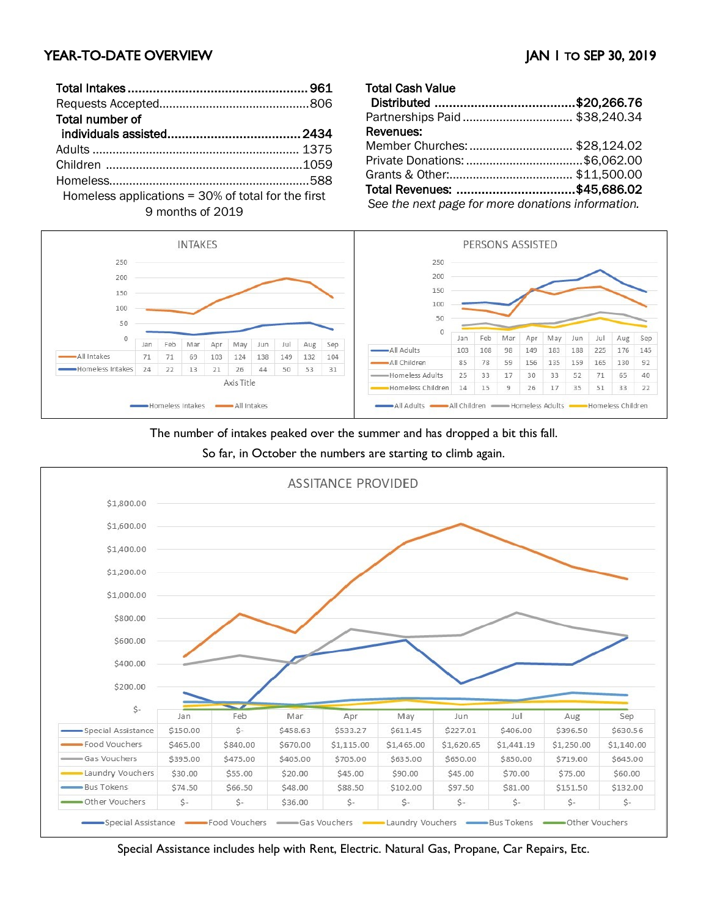## YEAR-TO-DATE OVERVIEW

**JAN 1 TO SEP 30, 2019**

**Total Intakes** .................................................. **961**
Requests Accepted............................................806
**Total number of individuals assisted**.................................... **2434**
Adults ............................................................. 1375
Children ..........................................................1059
Homeless...........................................................588

Homeless applications = 30% of total for the first 9 months of 2019

**Total Cash Value Distributed** .......................................**$20,266.76**
Partnerships Paid ................................ $38,240.34
**Revenues:**
Member Churches:.............................. $28,124.02
Private Donations: ..................................$6,062.00
Grants & Other:.................................... $11,500.00
**Total Revenues:** ...................................**$45,686.02**

*See the next page for more donations information.*

### INTAKES

| | Jan | Feb | Mar | Apr | May | Jun | Jul | Aug | Sep |
|---|---|---|---|---|---|---|---|---|---|
| All Intakes | 71 | 71 | 69 | 103 | 124 | 138 | 149 | 132 | 104 |
| Homeless Intakes | 24 | 22 | 13 | 21 | 26 | 44 | 50 | 53 | 31 |

### PERSONS ASSISTED

| | Jan | Feb | Mar | Apr | May | Jun | Jul | Aug | Sep |
|---|---|---|---|---|---|---|---|---|---|
| All Adults | 103 | 108 | 98 | 149 | 183 | 188 | 225 | 176 | 145 |
| All Children | 85 | 78 | 59 | 156 | 135 | 159 | 165 | 130 | 92 |
| Homeless Adults | 25 | 33 | 17 | 30 | 33 | 52 | 71 | 65 | 40 |
| Homeless Children | 14 | 15 | 9 | 26 | 17 | 35 | 51 | 33 | 22 |

The number of intakes peaked over the summer and has dropped a bit this fall.
So far, in October the numbers are starting to climb again.

### ASSITANCE PROVIDED

| | Jan | Feb | Mar | Apr | May | Jun | Jul | Aug | Sep |
|---|---|---|---|---|---|---|---|---|---|
| Special Assistance | $150.00 | $- | $458.63 | $533.27 | $611.45 | $227.01 | $406.00 | $396.50 | $630.56 |
| Food Vouchers | $465.00 | $840.00 | $670.00 | $1,115.00 | $1,465.00 | $1,620.65 | $1,441.19 | $1,250.00 | $1,140.00 |
| Gas Vouchers | $395.00 | $475.00 | $405.00 | $705.00 | $635.00 | $650.00 | $850.00 | $719.00 | $645.00 |
| Laundry Vouchers | $30.00 | $55.00 | $20.00 | $45.00 | $90.00 | $45.00 | $70.00 | $75.00 | $60.00 |
| Bus Tokens | $74.50 | $66.50 | $48.00 | $88.50 | $102.00 | $97.50 | $81.00 | $151.50 | $132.00 |
| Other Vouchers | $- | $- | $36.00 | $- | $- | $- | $- | $- | $- |

Special Assistance includes help with Rent, Electric. Natural Gas, Propane, Car Repairs, Etc.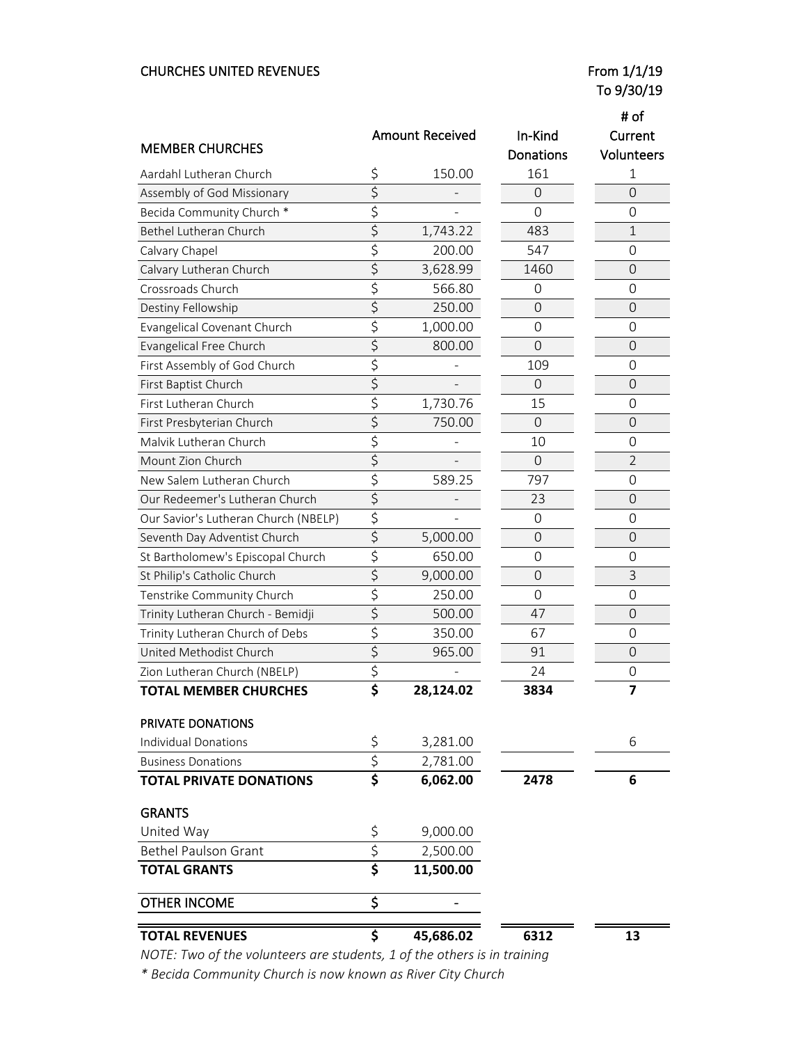CHURCHES UNITED REVENUES

From 1/1/19
To 9/30/19

| MEMBER CHURCHES | Amount Received | In-Kind Donations | # of Current Volunteers |
|---|---|---|---|
| Aardahl Lutheran Church | $ 150.00 | 161 | 1 |
| Assembly of God Missionary | $ - | 0 | 0 |
| Becida Community Church * | $ - | 0 | 0 |
| Bethel Lutheran Church | $ 1,743.22 | 483 | 1 |
| Calvary Chapel | $ 200.00 | 547 | 0 |
| Calvary Lutheran Church | $ 3,628.99 | 1460 | 0 |
| Crossroads Church | $ 566.80 | 0 | 0 |
| Destiny Fellowship | $ 250.00 | 0 | 0 |
| Evangelical Covenant Church | $ 1,000.00 | 0 | 0 |
| Evangelical Free Church | $ 800.00 | 0 | 0 |
| First Assembly of God Church | $ - | 109 | 0 |
| First Baptist Church | $ - | 0 | 0 |
| First Lutheran Church | $ 1,730.76 | 15 | 0 |
| First Presbyterian Church | $ 750.00 | 0 | 0 |
| Malvik Lutheran Church | $ - | 10 | 0 |
| Mount Zion Church | $ - | 0 | 2 |
| New Salem Lutheran Church | $ 589.25 | 797 | 0 |
| Our Redeemer's Lutheran Church | $ - | 23 | 0 |
| Our Savior's Lutheran Church (NBELP) | $ - | 0 | 0 |
| Seventh Day Adventist Church | $ 5,000.00 | 0 | 0 |
| St Bartholomew's Episcopal Church | $ 650.00 | 0 | 0 |
| St Philip's Catholic Church | $ 9,000.00 | 0 | 3 |
| Tenstrike Community Church | $ 250.00 | 0 | 0 |
| Trinity Lutheran Church - Bemidji | $ 500.00 | 47 | 0 |
| Trinity Lutheran Church of Debs | $ 350.00 | 67 | 0 |
| United Methodist Church | $ 965.00 | 91 | 0 |
| Zion Lutheran Church (NBELP) | $ - | 24 | 0 |
| **TOTAL MEMBER CHURCHES** | **$ 28,124.02** | **3834** | **7** |
| **PRIVATE DONATIONS** | | | |
| Individual Donations | $ 3,281.00 | | 6 |
| Business Donations | $ 2,781.00 | | |
| **TOTAL PRIVATE DONATIONS** | **$ 6,062.00** | **2478** | **6** |
| **GRANTS** | | | |
| United Way | $ 9,000.00 | | |
| Bethel Paulson Grant | $ 2,500.00 | | |
| **TOTAL GRANTS** | **$ 11,500.00** | | |
| **OTHER INCOME** | $ - | | |
| **TOTAL REVENUES** | **$ 45,686.02** | **6312** | **13** |

*NOTE: Two of the volunteers are students, 1 of the others is in training*

*\* Becida Community Church is now known as River City Church*